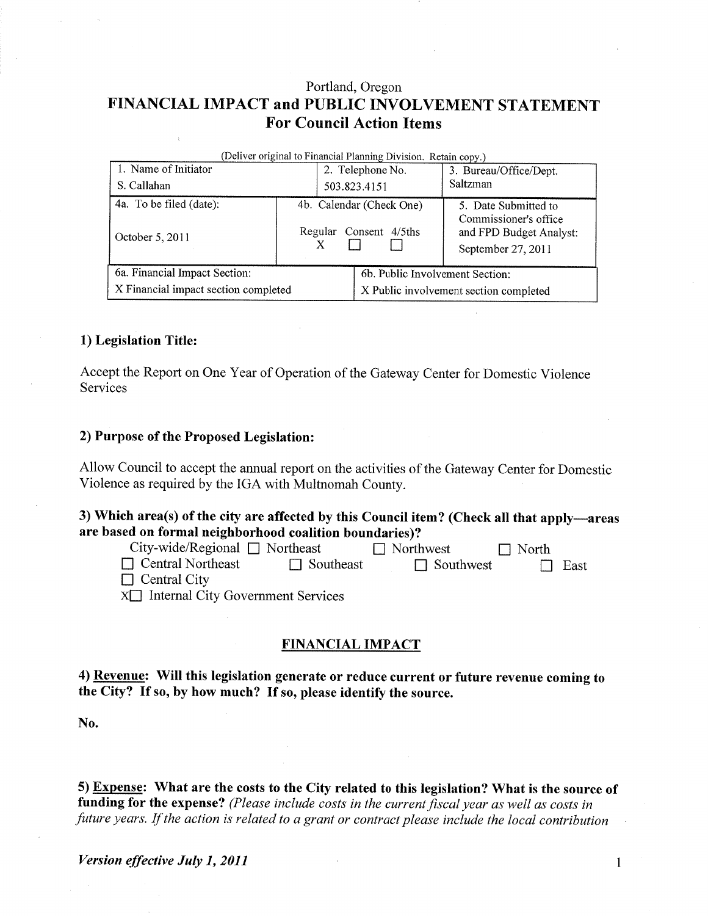Portland, Oregon

# FINANCIAL IMPACT and PUBLIC INVOLVEMENT STATEMENT
## For Council Action Items

(Deliver original to Financial Planning Division. Retain copy.)

| 1. Name of Initiator | 2. Telephone No. | 3. Bureau/Office/Dept. |
|---|---|---|
| S. Callahan | 503.823.4151 | Saltzman |
| 4a. To be filed (date): October 5, 2011 | 4b. Calendar (Check One) Regular: X / Consent: ☐ / 4/5ths: ☐ | 5. Date Submitted to Commissioner's office and FPD Budget Analyst: September 27, 2011 |
| 6a. Financial Impact Section: X Financial impact section completed | 6b. Public Involvement Section: X Public involvement section completed | |

### 1) Legislation Title:

Accept the Report on One Year of Operation of the Gateway Center for Domestic Violence Services

### 2) Purpose of the Proposed Legislation:

Allow Council to accept the annual report on the activities of the Gateway Center for Domestic Violence as required by the IGA with Multnomah County.

### 3) Which area(s) of the city are affected by this Council item? (Check all that apply—areas are based on formal neighborhood coalition boundaries)?

City-wide/Regional ☐ Northeast ☐ Northwest ☐ North
☐ Central Northeast ☐ Southeast ☐ Southwest ☐ East
☐ Central City
X☐ Internal City Government Services

## FINANCIAL IMPACT

**4) Revenue: Will this legislation generate or reduce current or future revenue coming to the City? If so, by how much? If so, please identify the source.**

**No.**

**5) Expense: What are the costs to the City related to this legislation? What is the source of funding for the expense?** *(Please include costs in the current fiscal year as well as costs in future years. If the action is related to a grant or contract please include the local contribution*

*Version effective July 1, 2011*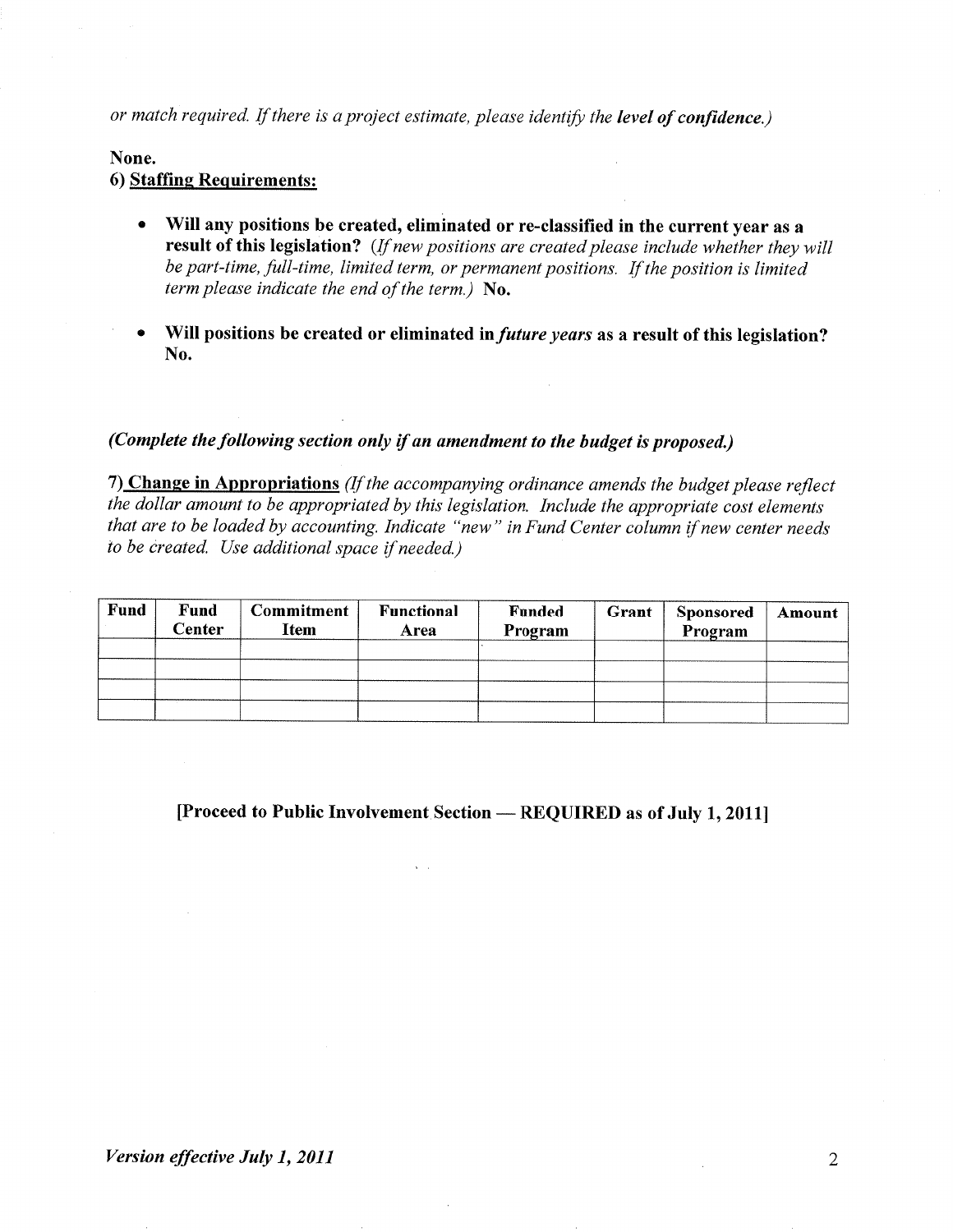*or match required. If there is a project estimate, please identify the **level of confidence.**)*

**None.**

**6) Staffing Requirements:**

- **Will any positions be created, eliminated or re-classified in the current year as a result of this legislation?** *(If new positions are created please include whether they will be part-time, full-time, limited term, or permanent positions. If the position is limited term please indicate the end of the term.)* **No.**

- **Will positions be created or eliminated in *future years* as a result of this legislation? No.**

***(Complete the following section only if an amendment to the budget is proposed.)***

**7) Change in Appropriations** *(If the accompanying ordinance amends the budget please reflect the dollar amount to be appropriated by this legislation. Include the appropriate cost elements that are to be loaded by accounting. Indicate "new" in Fund Center column if new center needs to be created. Use additional space if needed.)*

| Fund | Fund Center | Commitment Item | Functional Area | Funded Program | Grant | Sponsored Program | Amount |
|---|---|---|---|---|---|---|---|
| | | | | | | | |
| | | | | | | | |
| | | | | | | | |
| | | | | | | | |

**[Proceed to Public Involvement Section — REQUIRED as of July 1, 2011]**

***Version effective July 1, 2011***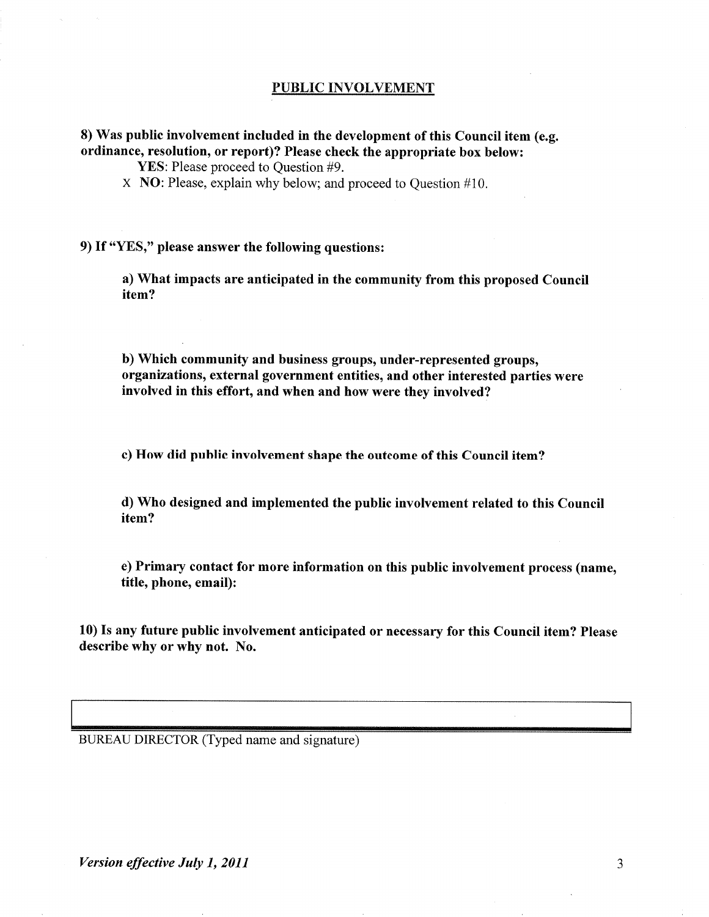## PUBLIC INVOLVEMENT

**8) Was public involvement included in the development of this Council item (e.g. ordinance, resolution, or report)? Please check the appropriate box below:**

**YES**: Please proceed to Question #9.

X **NO**: Please, explain why below; and proceed to Question #10.

**9) If "YES," please answer the following questions:**

**a) What impacts are anticipated in the community from this proposed Council item?**

**b) Which community and business groups, under-represented groups, organizations, external government entities, and other interested parties were involved in this effort, and when and how were they involved?**

**c) How did public involvement shape the outcome of this Council item?**

**d) Who designed and implemented the public involvement related to this Council item?**

**e) Primary contact for more information on this public involvement process (name, title, phone, email):**

**10) Is any future public involvement anticipated or necessary for this Council item? Please describe why or why not. No.**

BUREAU DIRECTOR (Typed name and signature)

*Version effective July 1, 2011*